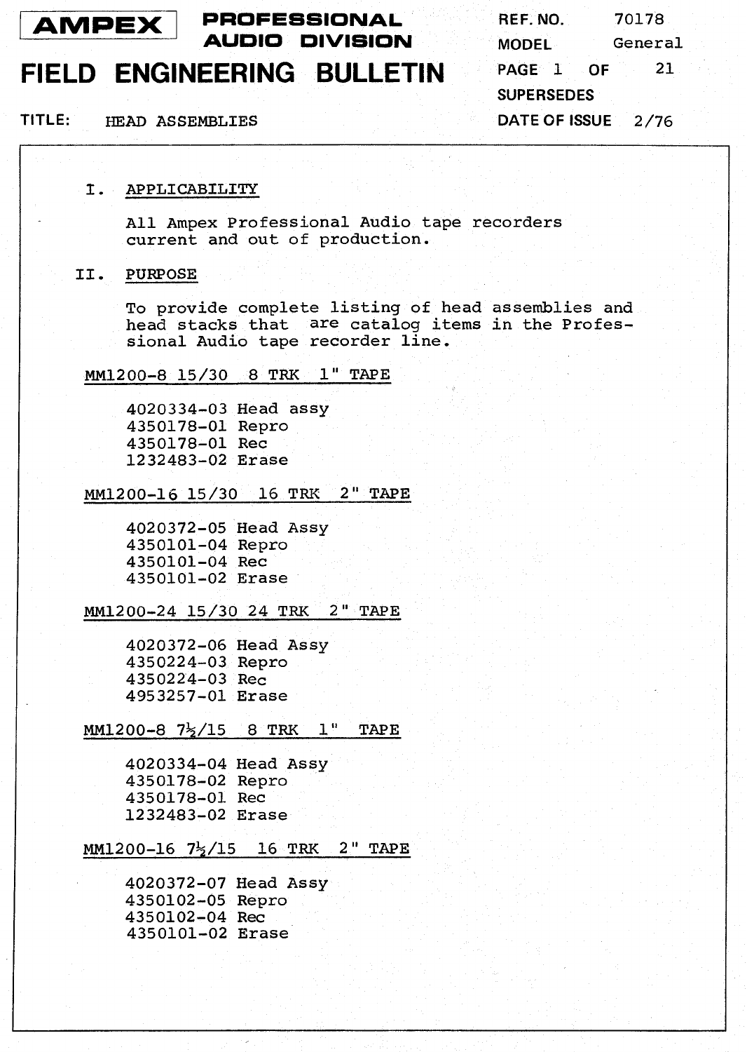# AMPEX PROFESSIONAL AUDIO DIVISION

# FIELD ENGINEERING BULLETIN

REF. NO. 70178
MODEL General
SUPERSEDES
DATE OF ISSUE 2/76

TITLE: HEAD ASSEMBLIES

## I. APPLICABILITY

All Ampex Professional Audio tape recorders current and out of production.

## II. PURPOSE

To provide complete listing of head assemblies and head stacks that are catalog items in the Professional Audio tape recorder line.

### MM1200-8 15/30 8 TRK 1" TAPE

4020334-03 Head assy
4350178-01 Repro
4350178-01 Rec
1232483-02 Erase

### MM1200-16 15/30 16 TRK 2" TAPE

4020372-05 Head Assy
4350101-04 Repro
4350101-04 Rec
4350101-02 Erase

### MM1200-24 15/30 24 TRK 2" TAPE

4020372-06 Head Assy
4350224-03 Repro
4350224-03 Rec
4953257-01 Erase

### MM1200-8 7½/15 8 TRK 1" TAPE

4020334-04 Head Assy
4350178-02 Repro
4350178-01 Rec
1232483-02 Erase

### MM1200-16 7½/15 16 TRK 2" TAPE

4020372-07 Head Assy
4350102-05 Repro
4350102-04 Rec
4350101-02 Erase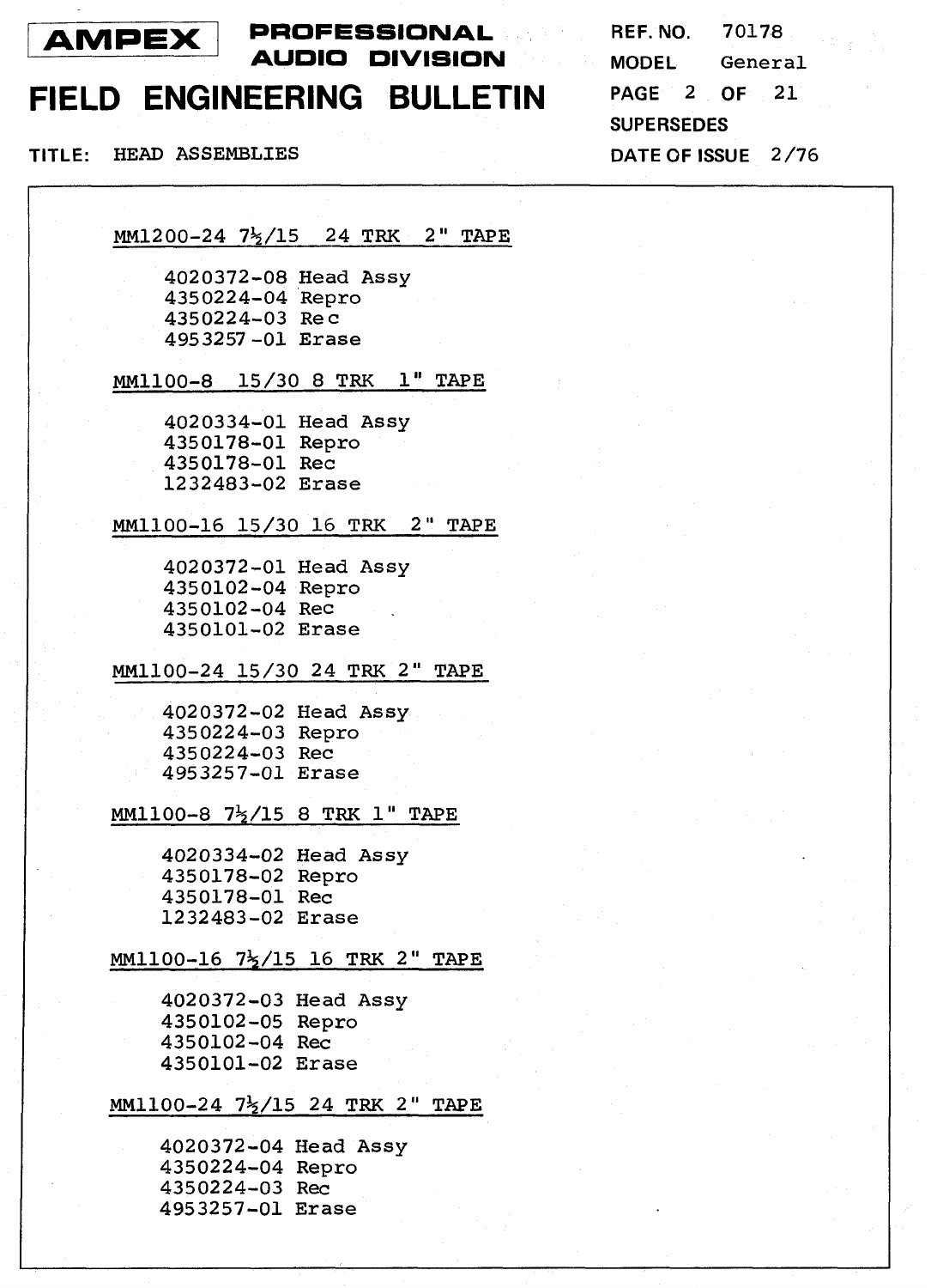MM1200-24 7½/15 24 TRK 2" TAPE

4020372-08 Head Assy
4350224-04 Repro
4350224-03 Rec
4953257-01 Erase

MM1100-8 15/30 8 TRK 1" TAPE

4020334-01 Head Assy
4350178-01 Repro
4350178-01 Rec
1232483-02 Erase

MM1100-16 15/30 16 TRK 2" TAPE

4020372-01 Head Assy
4350102-04 Repro
4350102-04 Rec
4350101-02 Erase

MM1100-24 15/30 24 TRK 2" TAPE

4020372-02 Head Assy
4350224-03 Repro
4350224-03 Rec
4953257-01 Erase

MM1100-8 7½/15 8 TRK 1" TAPE

4020334-02 Head Assy
4350178-02 Repro
4350178-01 Rec
1232483-02 Erase

MM1100-16 7½/15 16 TRK 2" TAPE

4020372-03 Head Assy
4350102-05 Repro
4350102-04 Rec
4350101-02 Erase

MM1100-24 7½/15 24 TRK 2" TAPE

4020372-04 Head Assy
4350224-04 Repro
4350224-03 Rec
4953257-01 Erase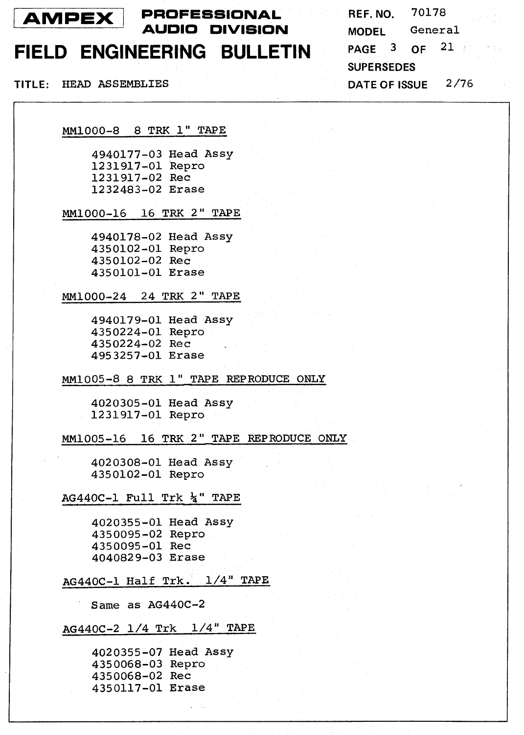MM1000-8  8 TRK 1" TAPE

4940177-03 Head Assy
1231917-01 Repro
1231917-02 Rec
1232483-02 Erase

MM1000-16  16 TRK 2" TAPE

4940178-02 Head Assy
4350102-01 Repro
4350102-02 Rec
4350101-01 Erase

MM1000-24  24 TRK 2" TAPE

4940179-01 Head Assy
4350224-01 Repro
4350224-02 Rec
4953257-01 Erase

MM1005-8 8 TRK 1" TAPE REPRODUCE ONLY

4020305-01 Head Assy
1231917-01 Repro

MM1005-16  16 TRK 2" TAPE REPRODUCE ONLY

4020308-01 Head Assy
4350102-01 Repro

AG440C-1 Full Trk ¼" TAPE

4020355-01 Head Assy
4350095-02 Repro
4350095-01 Rec
4040829-03 Erase

AG440C-1 Half Trk.  1/4" TAPE

Same as AG440C-2

AG440C-2 1/4 Trk  1/4" TAPE

4020355-07 Head Assy
4350068-03 Repro
4350068-02 Rec
4350117-01 Erase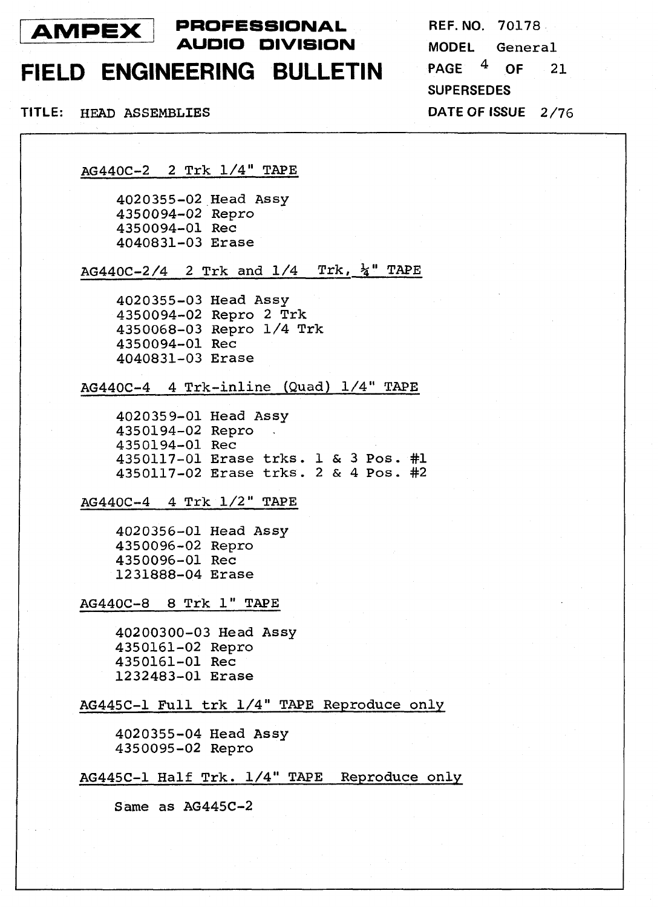# AMPEX PROFESSIONAL AUDIO DIVISION

# FIELD ENGINEERING BULLETIN

REF. NO. 70178
MODEL General
PAGE 4 OF 21
SUPERSEDES
DATE OF ISSUE 2/76

TITLE: HEAD ASSEMBLIES

## AG440C-2 2 Trk 1/4" TAPE

4020355-02 Head Assy
4350094-02 Repro
4350094-01 Rec
4040831-03 Erase

## AG440C-2/4 2 Trk and 1/4 Trk, 1/4" TAPE

4020355-03 Head Assy
4350094-02 Repro 2 Trk
4350068-03 Repro 1/4 Trk
4350094-01 Rec
4040831-03 Erase

## AG440C-4 4 Trk-inline (Quad) 1/4" TAPE

4020359-01 Head Assy
4350194-02 Repro
4350194-01 Rec
4350117-01 Erase trks. 1 & 3 Pos. #1
4350117-02 Erase trks. 2 & 4 Pos. #2

## AG440C-4 4 Trk 1/2" TAPE

4020356-01 Head Assy
4350096-02 Repro
4350096-01 Rec
1231888-04 Erase

## AG440C-8 8 Trk 1" TAPE

40200300-03 Head Assy
4350161-02 Repro
4350161-01 Rec
1232483-01 Erase

## AG445C-1 Full trk 1/4" TAPE Reproduce only

4020355-04 Head Assy
4350095-02 Repro

## AG445C-1 Half Trk. 1/4" TAPE Reproduce only

Same as AG445C-2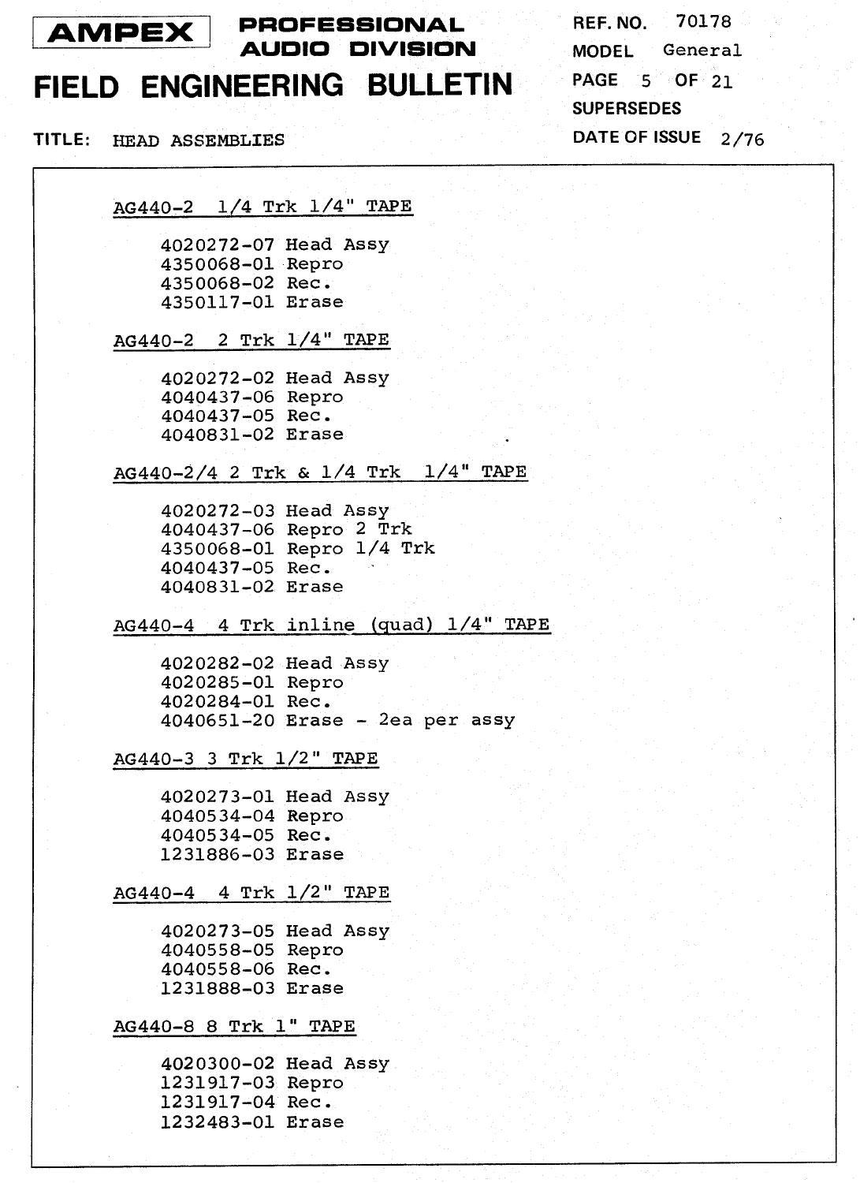# AMPEX PROFESSIONAL AUDIO DIVISION

## FIELD ENGINEERING BULLETIN

REF. NO. 70178
MODEL General
SUPERSEDES
DATE OF ISSUE 2/76

TITLE: HEAD ASSEMBLIES

### AG440-2 1/4 Trk 1/4" TAPE

4020272-07 Head Assy
4350068-01 Repro
4350068-02 Rec.
4350117-01 Erase

### AG440-2 2 Trk 1/4" TAPE

4020272-02 Head Assy
4040437-06 Repro
4040437-05 Rec.
4040831-02 Erase

### AG440-2/4 2 Trk & 1/4 Trk 1/4" TAPE

4020272-03 Head Assy
4040437-06 Repro 2 Trk
4350068-01 Repro 1/4 Trk
4040437-05 Rec.
4040831-02 Erase

### AG440-4 4 Trk inline (quad) 1/4" TAPE

4020282-02 Head Assy
4020285-01 Repro
4020284-01 Rec.
4040651-20 Erase - 2ea per assy

### AG440-3 3 Trk 1/2" TAPE

4020273-01 Head Assy
4040534-04 Repro
4040534-05 Rec.
1231886-03 Erase

### AG440-4 4 Trk 1/2" TAPE

4020273-05 Head Assy
4040558-05 Repro
4040558-06 Rec.
1231888-03 Erase

### AG440-8 8 Trk 1" TAPE

4020300-02 Head Assy
1231917-03 Repro
1231917-04 Rec.
1232483-01 Erase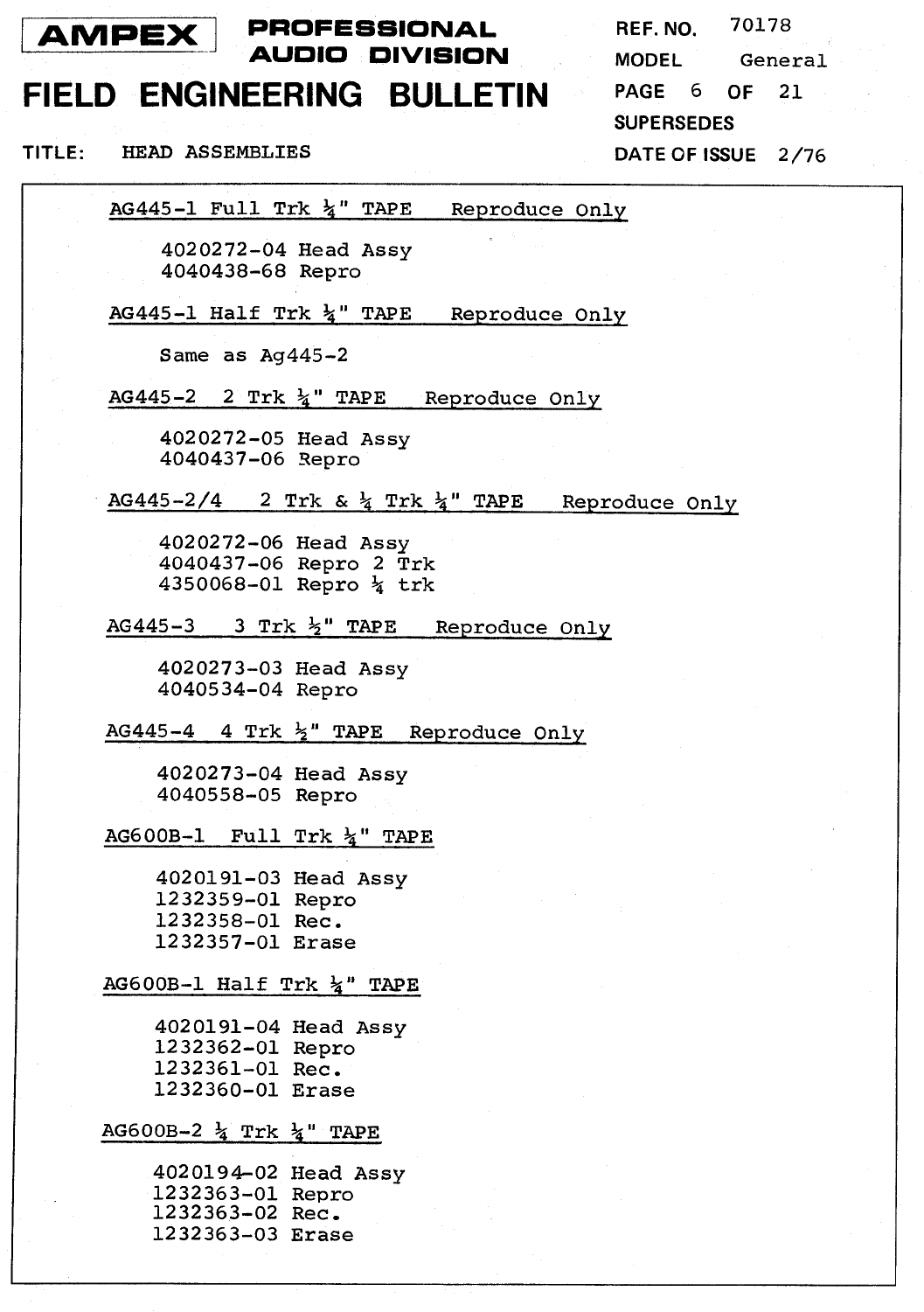**AMPEX** PROFESSIONAL AUDIO DIVISION

# FIELD ENGINEERING BULLETIN

REF. NO. 70178
MODEL General
SUPERSEDES
DATE OF ISSUE 2/76

TITLE: HEAD ASSEMBLIES

**AG445-1 Full Trk ¼" TAPE Reproduce Only**

4020272-04 Head Assy
4040438-68 Repro

**AG445-1 Half Trk ¼" TAPE Reproduce Only**

Same as Ag445-2

**AG445-2 2 Trk ¼" TAPE Reproduce Only**

4020272-05 Head Assy
4040437-06 Repro

**AG445-2/4 2 Trk & ¼ Trk ¼" TAPE Reproduce Only**

4020272-06 Head Assy
4040437-06 Repro 2 Trk
4350068-01 Repro ¼ trk

**AG445-3 3 Trk ½" TAPE Reproduce Only**

4020273-03 Head Assy
4040534-04 Repro

**AG445-4 4 Trk ½" TAPE Reproduce Only**

4020273-04 Head Assy
4040558-05 Repro

**AG600B-1 Full Trk ¼" TAPE**

4020191-03 Head Assy
1232359-01 Repro
1232358-01 Rec.
1232357-01 Erase

**AG600B-1 Half Trk ¼" TAPE**

4020191-04 Head Assy
1232362-01 Repro
1232361-01 Rec.
1232360-01 Erase

**AG600B-2 ¼ Trk ¼" TAPE**

4020194-02 Head Assy
1232363-01 Repro
1232363-02 Rec.
1232363-03 Erase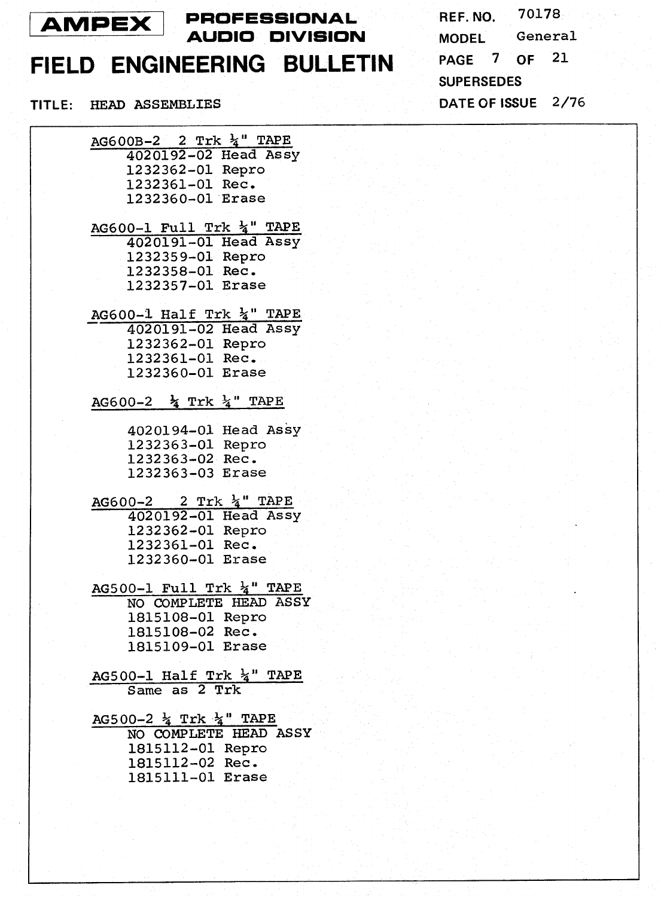# AMPEX PROFESSIONAL AUDIO DIVISION

# FIELD ENGINEERING BULLETIN

REF. NO. 70178
MODEL General
SUPERSEDES
DATE OF ISSUE 2/76

TITLE: HEAD ASSEMBLIES

**AG600B-2 2 Trk ¼" TAPE**
- 4020192-02 Head Assy
- 1232362-01 Repro
- 1232361-01 Rec.
- 1232360-01 Erase

**AG600-1 Full Trk ¼" TAPE**
- 4020191-01 Head Assy
- 1232359-01 Repro
- 1232358-01 Rec.
- 1232357-01 Erase

**AG600-1 Half Trk ¼" TAPE**
- 4020191-02 Head Assy
- 1232362-01 Repro
- 1232361-01 Rec.
- 1232360-01 Erase

**AG600-2 ¼ Trk ¼" TAPE**
- 4020194-01 Head Assy
- 1232363-01 Repro
- 1232363-02 Rec.
- 1232363-03 Erase

**AG600-2 2 Trk ¼" TAPE**
- 4020192-01 Head Assy
- 1232362-01 Repro
- 1232361-01 Rec.
- 1232360-01 Erase

**AG500-1 Full Trk ¼" TAPE**
- NO COMPLETE HEAD ASSY
- 1815108-01 Repro
- 1815108-02 Rec.
- 1815109-01 Erase

**AG500-1 Half Trk ¼" TAPE**
- Same as 2 Trk

**AG500-2 ¼ Trk ¼" TAPE**
- NO COMPLETE HEAD ASSY
- 1815112-01 Repro
- 1815112-02 Rec.
- 1815111-01 Erase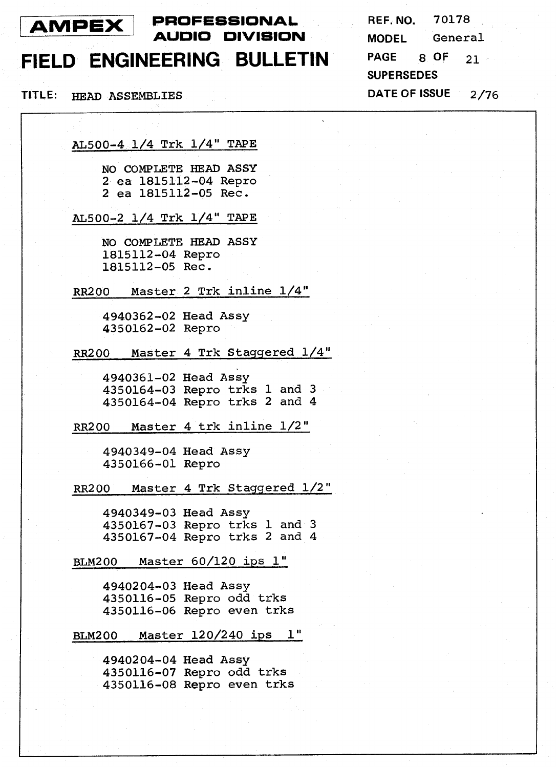**AL500-4 1/4 Trk 1/4" TAPE**

NO COMPLETE HEAD ASSY
2 ea 1815112-04 Repro
2 ea 1815112-05 Rec.

**AL500-2 1/4 Trk 1/4" TAPE**

NO COMPLETE HEAD ASSY
1815112-04 Repro
1815112-05 Rec.

**RR200 Master 2 Trk inline 1/4"**

4940362-02 Head Assy
4350162-02 Repro

**RR200 Master 4 Trk Staggered 1/4"**

4940361-02 Head Assy
4350164-03 Repro trks 1 and 3
4350164-04 Repro trks 2 and 4

**RR200 Master 4 trk inline 1/2"**

4940349-04 Head Assy
4350166-01 Repro

**RR200 Master 4 Trk Staggered 1/2"**

4940349-03 Head Assy
4350167-03 Repro trks 1 and 3
4350167-04 Repro trks 2 and 4

**BLM200 Master 60/120 ips 1"**

4940204-03 Head Assy
4350116-05 Repro odd trks
4350116-06 Repro even trks

**BLM200 Master 120/240 ips 1"**

4940204-04 Head Assy
4350116-07 Repro odd trks
4350116-08 Repro even trks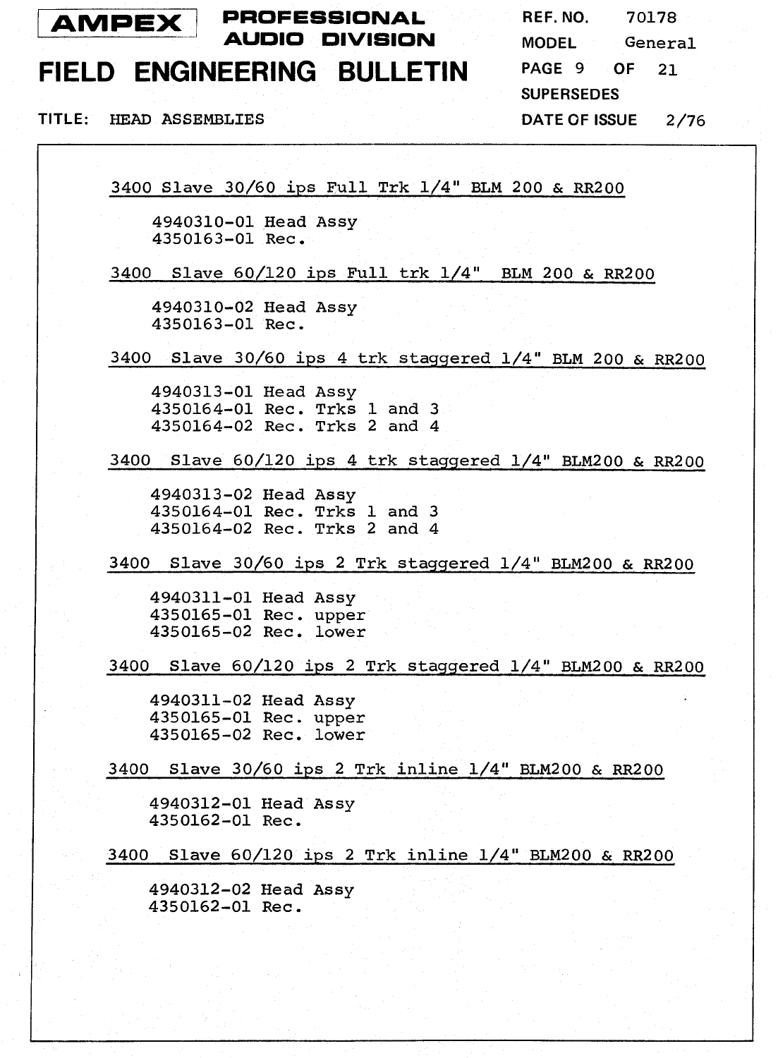# AMPEX PROFESSIONAL AUDIO DIVISION

# FIELD ENGINEERING BULLETIN

REF. NO. 70178
MODEL General
SUPERSEDES
DATE OF ISSUE 2/76

TITLE: HEAD ASSEMBLIES

3400 Slave 30/60 ips Full Trk 1/4" BLM 200 & RR200

4940310-01 Head Assy
4350163-01 Rec.

3400 Slave 60/120 ips Full trk 1/4" BLM 200 & RR200

4940310-02 Head Assy
4350163-01 Rec.

3400 Slave 30/60 ips 4 trk staggered 1/4" BLM 200 & RR200

4940313-01 Head Assy
4350164-01 Rec. Trks 1 and 3
4350164-02 Rec. Trks 2 and 4

3400 Slave 60/120 ips 4 trk staggered 1/4" BLM200 & RR200

4940313-02 Head Assy
4350164-01 Rec. Trks 1 and 3
4350164-02 Rec. Trks 2 and 4

3400 Slave 30/60 ips 2 Trk staggered 1/4" BLM200 & RR200

4940311-01 Head Assy
4350165-01 Rec. upper
4350165-02 Rec. lower

3400 Slave 60/120 ips 2 Trk staggered 1/4" BLM200 & RR200

4940311-02 Head Assy
4350165-01 Rec. upper
4350165-02 Rec. lower

3400 Slave 30/60 ips 2 Trk inline 1/4" BLM200 & RR200

4940312-01 Head Assy
4350162-01 Rec.

3400 Slave 60/120 ips 2 Trk inline 1/4" BLM200 & RR200

4940312-02 Head Assy
4350162-01 Rec.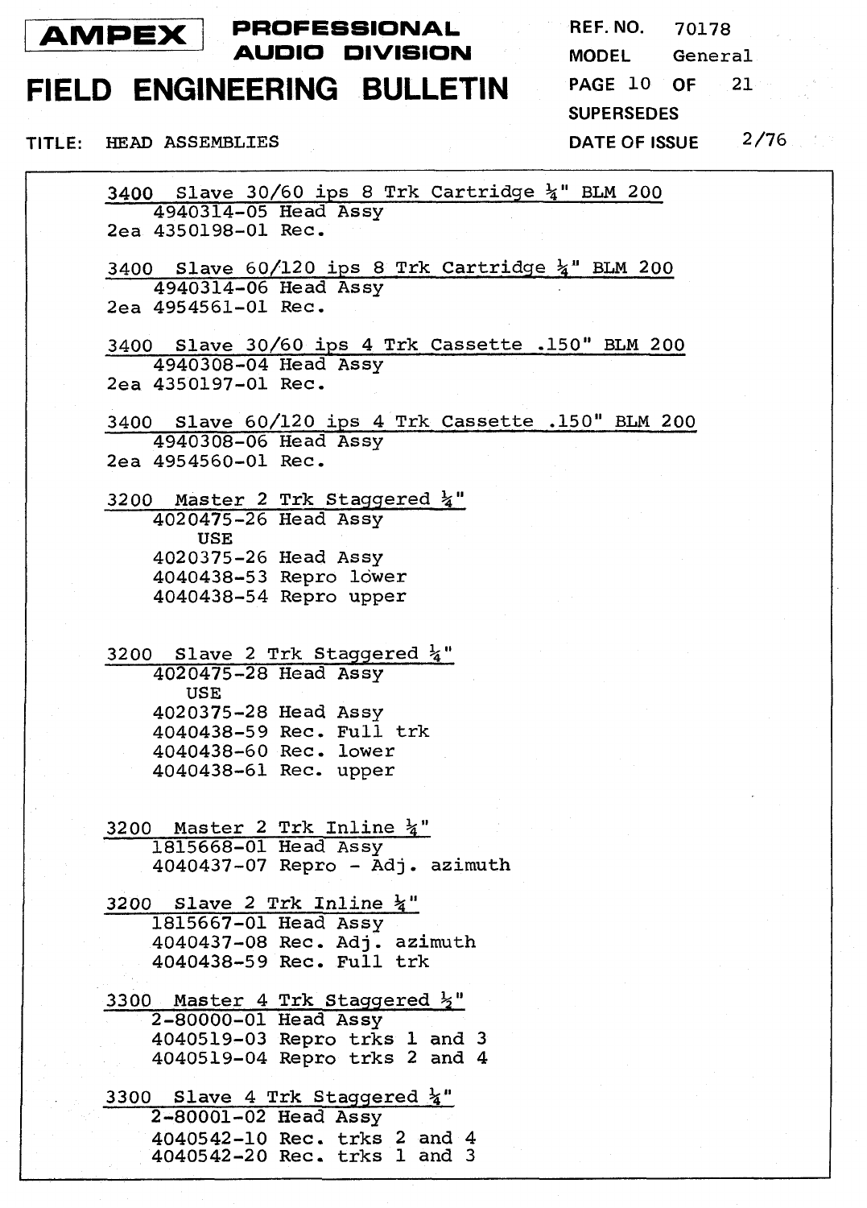**AMPEX** PROFESSIONAL AUDIO DIVISION

# FIELD ENGINEERING BULLETIN

REF. NO. 70178
MODEL General
SUPERSEDES
DATE OF ISSUE 2/76

TITLE: HEAD ASSEMBLIES

**3400 Slave 30/60 ips 8 Trk Cartridge ¼" BLM 200**
4940314-05 Head Assy
2ea 4350198-01 Rec.

**3400 Slave 60/120 ips 8 Trk Cartridge ¼" BLM 200**
4940314-06 Head Assy
2ea 4954561-01 Rec.

**3400 Slave 30/60 ips 4 Trk Cassette .150" BLM 200**
4940308-04 Head Assy
2ea 4350197-01 Rec.

**3400 Slave 60/120 ips 4 Trk Cassette .150" BLM 200**
4940308-06 Head Assy
2ea 4954560-01 Rec.

**3200 Master 2 Trk Staggered ¼"**
4020475-26 Head Assy
USE
4020375-26 Head Assy
4040438-53 Repro lower
4040438-54 Repro upper

**3200 Slave 2 Trk Staggered ¼"**
4020475-28 Head Assy
USE
4020375-28 Head Assy
4040438-59 Rec. Full trk
4040438-60 Rec. lower
4040438-61 Rec. upper

**3200 Master 2 Trk Inline ¼"**
1815668-01 Head Assy
4040437-07 Repro - Adj. azimuth

**3200 Slave 2 Trk Inline ¼"**
1815667-01 Head Assy
4040437-08 Rec. Adj. azimuth
4040438-59 Rec. Full trk

**3300 Master 4 Trk Staggered ½"**
2-80000-01 Head Assy
4040519-03 Repro trks 1 and 3
4040519-04 Repro trks 2 and 4

**3300 Slave 4 Trk Staggered ¼"**
2-80001-02 Head Assy
4040542-10 Rec. trks 2 and 4
4040542-20 Rec. trks 1 and 3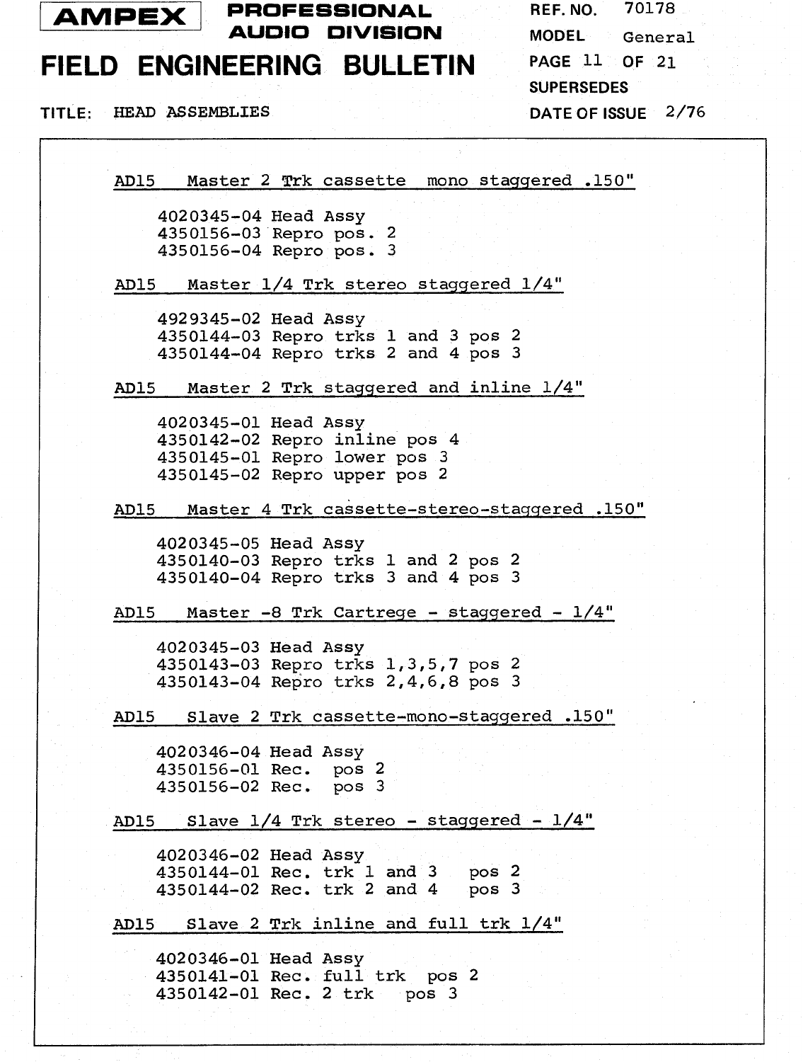AMPEX PROFESSIONAL AUDIO DIVISION

# FIELD ENGINEERING BULLETIN

REF. NO. 70178
MODEL General
SUPERSEDES
DATE OF ISSUE 2/76

TITLE: HEAD ASSEMBLIES

**AD15 Master 2 Trk cassette mono staggered .150"**

4020345-04 Head Assy
4350156-03 Repro pos. 2
4350156-04 Repro pos. 3

**AD15 Master 1/4 Trk stereo staggered 1/4"**

4929345-02 Head Assy
4350144-03 Repro trks 1 and 3 pos 2
4350144-04 Repro trks 2 and 4 pos 3

**AD15 Master 2 Trk staggered and inline 1/4"**

4020345-01 Head Assy
4350142-02 Repro inline pos 4
4350145-01 Repro lower pos 3
4350145-02 Repro upper pos 2

**AD15 Master 4 Trk cassette-stereo-staggered .150"**

4020345-05 Head Assy
4350140-03 Repro trks 1 and 2 pos 2
4350140-04 Repro trks 3 and 4 pos 3

**AD15 Master -8 Trk Cartrege - staggered - 1/4"**

4020345-03 Head Assy
4350143-03 Repro trks 1,3,5,7 pos 2
4350143-04 Repro trks 2,4,6,8 pos 3

**AD15 Slave 2 Trk cassette-mono-staggered .150"**

4020346-04 Head Assy
4350156-01 Rec. pos 2
4350156-02 Rec. pos 3

**AD15 Slave 1/4 Trk stereo - staggered - 1/4"**

4020346-02 Head Assy
4350144-01 Rec. trk 1 and 3 pos 2
4350144-02 Rec. trk 2 and 4 pos 3

**AD15 Slave 2 Trk inline and full trk 1/4"**

4020346-01 Head Assy
4350141-01 Rec. full trk pos 2
4350142-01 Rec. 2 trk pos 3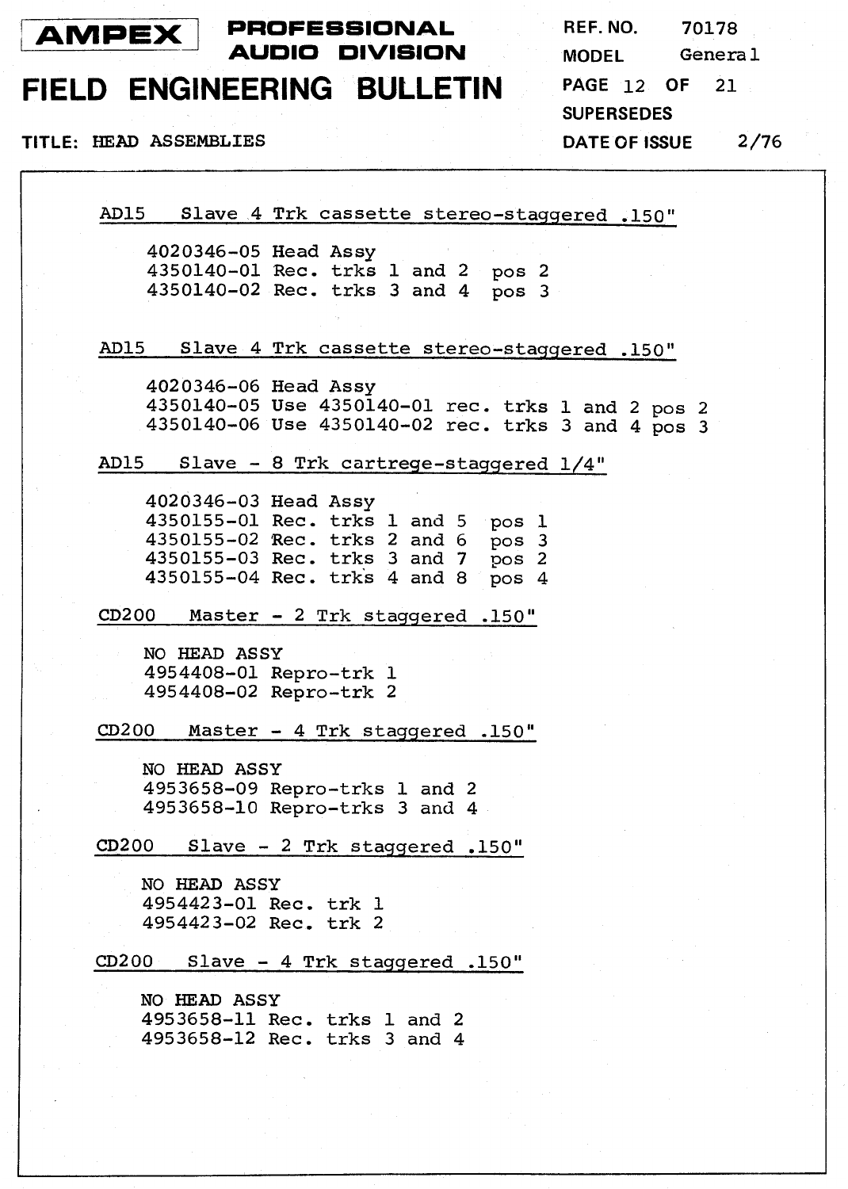AMPEX PROFESSIONAL AUDIO DIVISION

# FIELD ENGINEERING BULLETIN

REF. NO. 70178
MODEL General
SUPERSEDES
DATE OF ISSUE 2/76

TITLE: HEAD ASSEMBLIES

<u>AD15 Slave 4 Trk cassette stereo-staggered .150"</u>

4020346-05 Head Assy
4350140-01 Rec. trks 1 and 2 pos 2
4350140-02 Rec. trks 3 and 4 pos 3

<u>AD15 Slave 4 Trk cassette stereo-staggered .150"</u>

4020346-06 Head Assy
4350140-05 Use 4350140-01 rec. trks 1 and 2 pos 2
4350140-06 Use 4350140-02 rec. trks 3 and 4 pos 3

<u>AD15 Slave - 8 Trk cartrege-staggered 1/4"</u>

4020346-03 Head Assy
4350155-01 Rec. trks 1 and 5 pos 1
4350155-02 Rec. trks 2 and 6 pos 3
4350155-03 Rec. trks 3 and 7 pos 2
4350155-04 Rec. trks 4 and 8 pos 4

<u>CD200 Master - 2 Trk staggered .150"</u>

NO HEAD ASSY
4954408-01 Repro-trk 1
4954408-02 Repro-trk 2

<u>CD200 Master - 4 Trk staggered .150"</u>

NO HEAD ASSY
4953658-09 Repro-trks 1 and 2
4953658-10 Repro-trks 3 and 4

<u>CD200 Slave - 2 Trk staggered .150"</u>

NO HEAD ASSY
4954423-01 Rec. trk 1
4954423-02 Rec. trk 2

<u>CD200 Slave - 4 Trk staggered .150"</u>

NO HEAD ASSY
4953658-11 Rec. trks 1 and 2
4953658-12 Rec. trks 3 and 4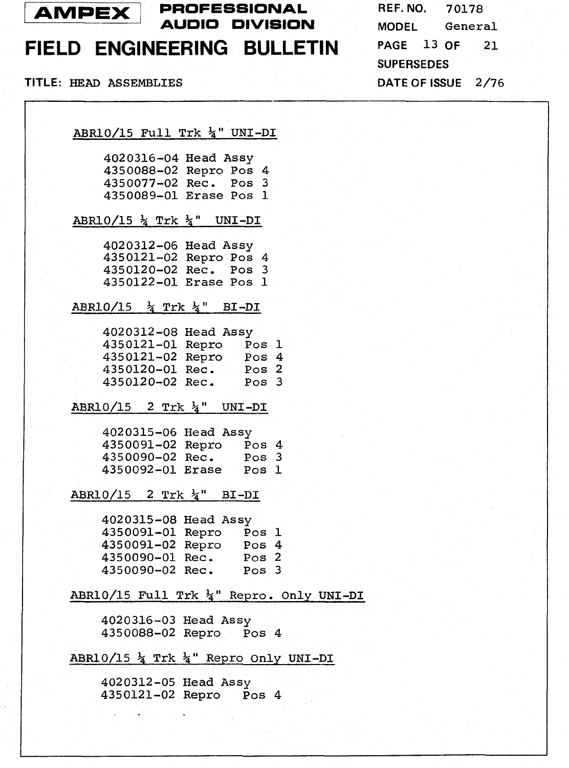**TITLE: HEAD ASSEMBLIES**

ABR10/15 Full Trk ¼" UNI-DI

4020316-04 Head Assy
4350088-02 Repro Pos 4
4350077-02 Rec. Pos 3
4350089-01 Erase Pos 1

ABR10/15 ¼ Trk ¼" UNI-DI

4020312-06 Head Assy
4350121-02 Repro Pos 4
4350120-02 Rec. Pos 3
4350122-01 Erase Pos 1

ABR10/15 ¼ Trk ¼" BI-DI

4020312-08 Head Assy
4350121-01 Repro Pos 1
4350121-02 Repro Pos 4
4350120-01 Rec. Pos 2
4350120-02 Rec. Pos 3

ABR10/15 2 Trk ¼" UNI-DI

4020315-06 Head Assy
4350091-02 Repro Pos 4
4350090-02 Rec. Pos 3
4350092-01 Erase Pos 1

ABR10/15 2 Trk ¼" BI-DI

4020315-08 Head Assy
4350091-01 Repro Pos 1
4350091-02 Repro Pos 4
4350090-01 Rec. Pos 2
4350090-02 Rec. Pos 3

ABR10/15 Full Trk ¼" Repro. Only UNI-DI

4020316-03 Head Assy
4350088-02 Repro Pos 4

ABR10/15 ¼ Trk ¼" Repro Only UNI-DI

4020312-05 Head Assy
4350121-02 Repro Pos 4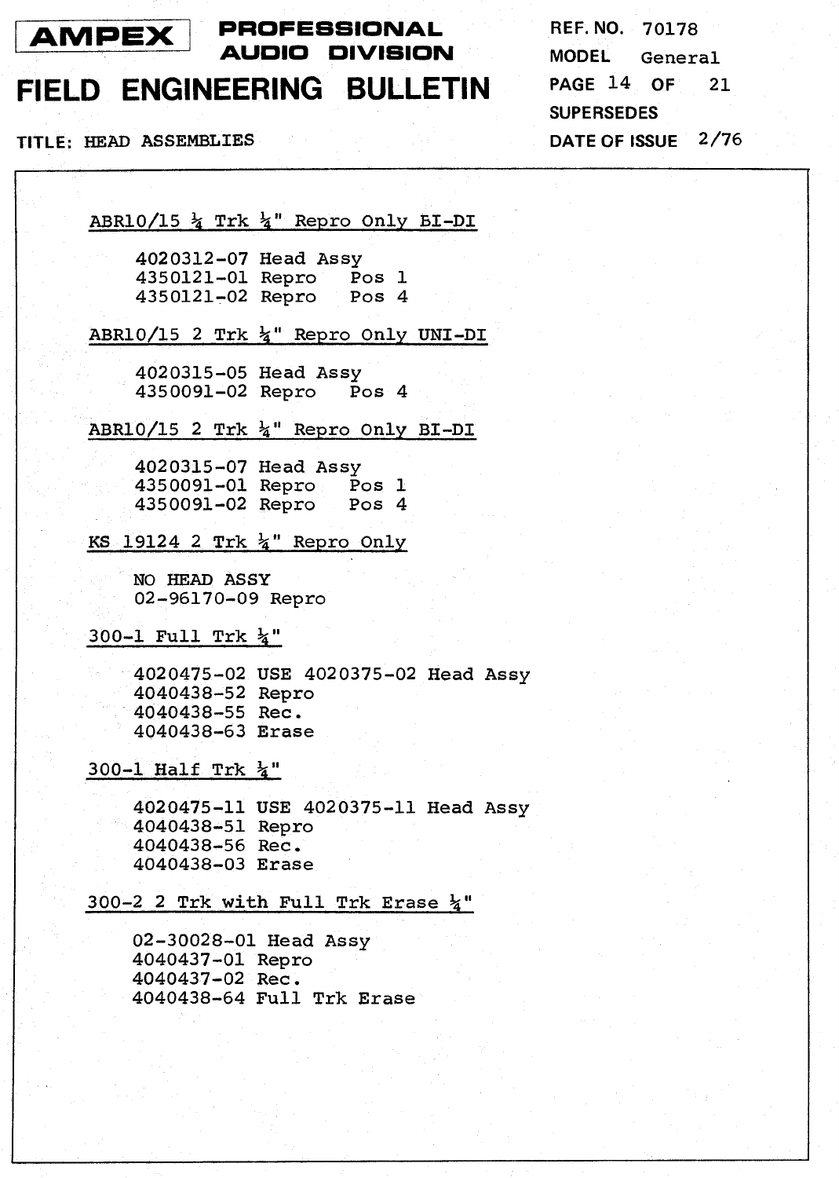TITLE: HEAD ASSEMBLIES

**ABR10/15 ¼ Trk ¼" Repro Only BI-DI**

4020312-07 Head Assy
4350121-01 Repro Pos 1
4350121-02 Repro Pos 4

**ABR10/15 2 Trk ¼" Repro Only UNI-DI**

4020315-05 Head Assy
4350091-02 Repro Pos 4

**ABR10/15 2 Trk ¼" Repro Only BI-DI**

4020315-07 Head Assy
4350091-01 Repro Pos 1
4350091-02 Repro Pos 4

**KS 19124 2 Trk ¼" Repro Only**

NO HEAD ASSY
02-96170-09 Repro

**300-1 Full Trk ¼"**

4020475-02 USE 4020375-02 Head Assy
4040438-52 Repro
4040438-55 Rec.
4040438-63 Erase

**300-1 Half Trk ¼"**

4020475-11 USE 4020375-11 Head Assy
4040438-51 Repro
4040438-56 Rec.
4040438-03 Erase

**300-2 2 Trk with Full Trk Erase ¼"**

02-30028-01 Head Assy
4040437-01 Repro
4040437-02 Rec.
4040438-64 Full Trk Erase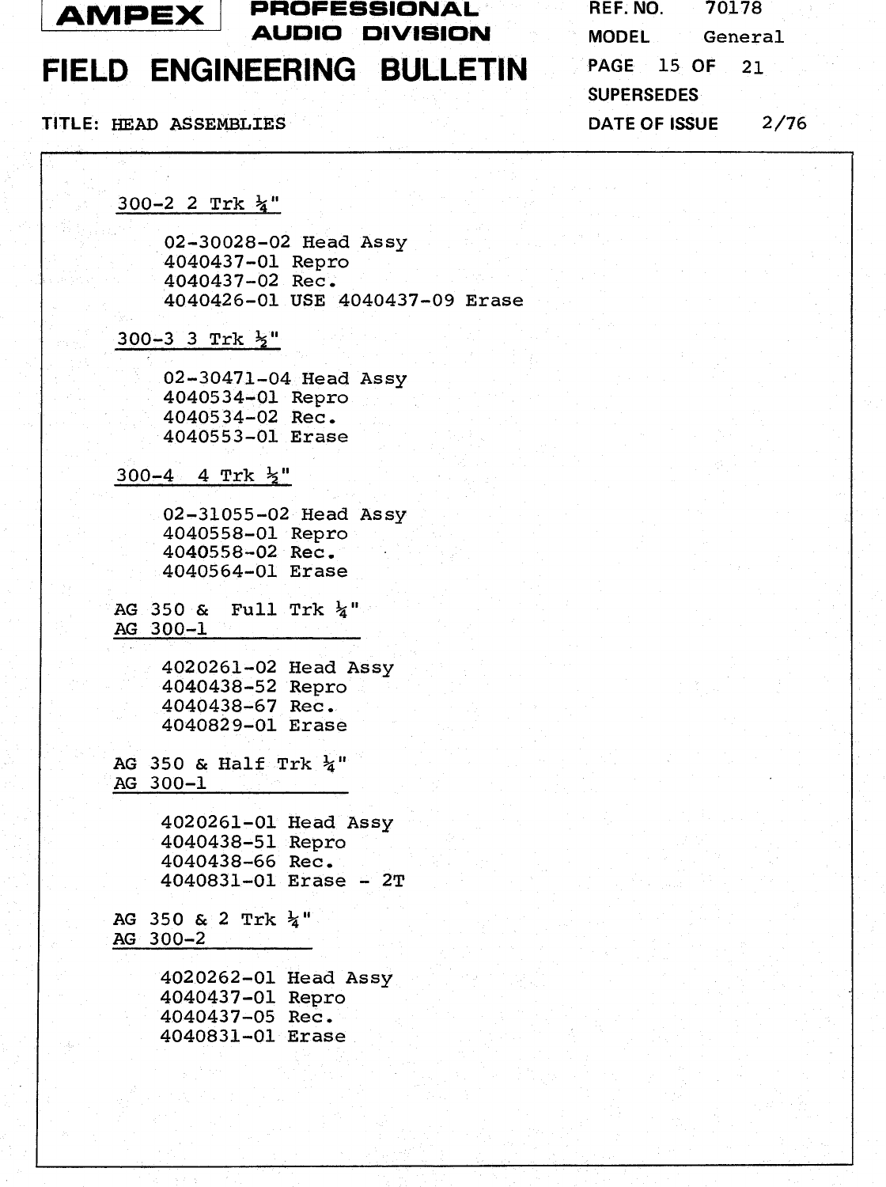**AMPEX** PROFESSIONAL AUDIO DIVISION

# FIELD ENGINEERING BULLETIN

REF. NO. 70178
MODEL General
SUPERSEDES
DATE OF ISSUE 2/76

TITLE: HEAD ASSEMBLIES

### 300-2 2 Trk ¼"

02-30028-02 Head Assy
4040437-01 Repro
4040437-02 Rec.
4040426-01 USE 4040437-09 Erase

### 300-3 3 Trk ½"

02-30471-04 Head Assy
4040534-01 Repro
4040534-02 Rec.
4040553-01 Erase

### 300-4 4 Trk ½"

02-31055-02 Head Assy
4040558-01 Repro
4040558-02 Rec.
4040564-01 Erase

### AG 350 & Full Trk ¼" AG 300-1

4020261-02 Head Assy
4040438-52 Repro
4040438-67 Rec.
4040829-01 Erase

### AG 350 & Half Trk ¼" AG 300-1

4020261-01 Head Assy
4040438-51 Repro
4040438-66 Rec.
4040831-01 Erase - 2T

### AG 350 & 2 Trk ¼" AG 300-2

4020262-01 Head Assy
4040437-01 Repro
4040437-05 Rec.
4040831-01 Erase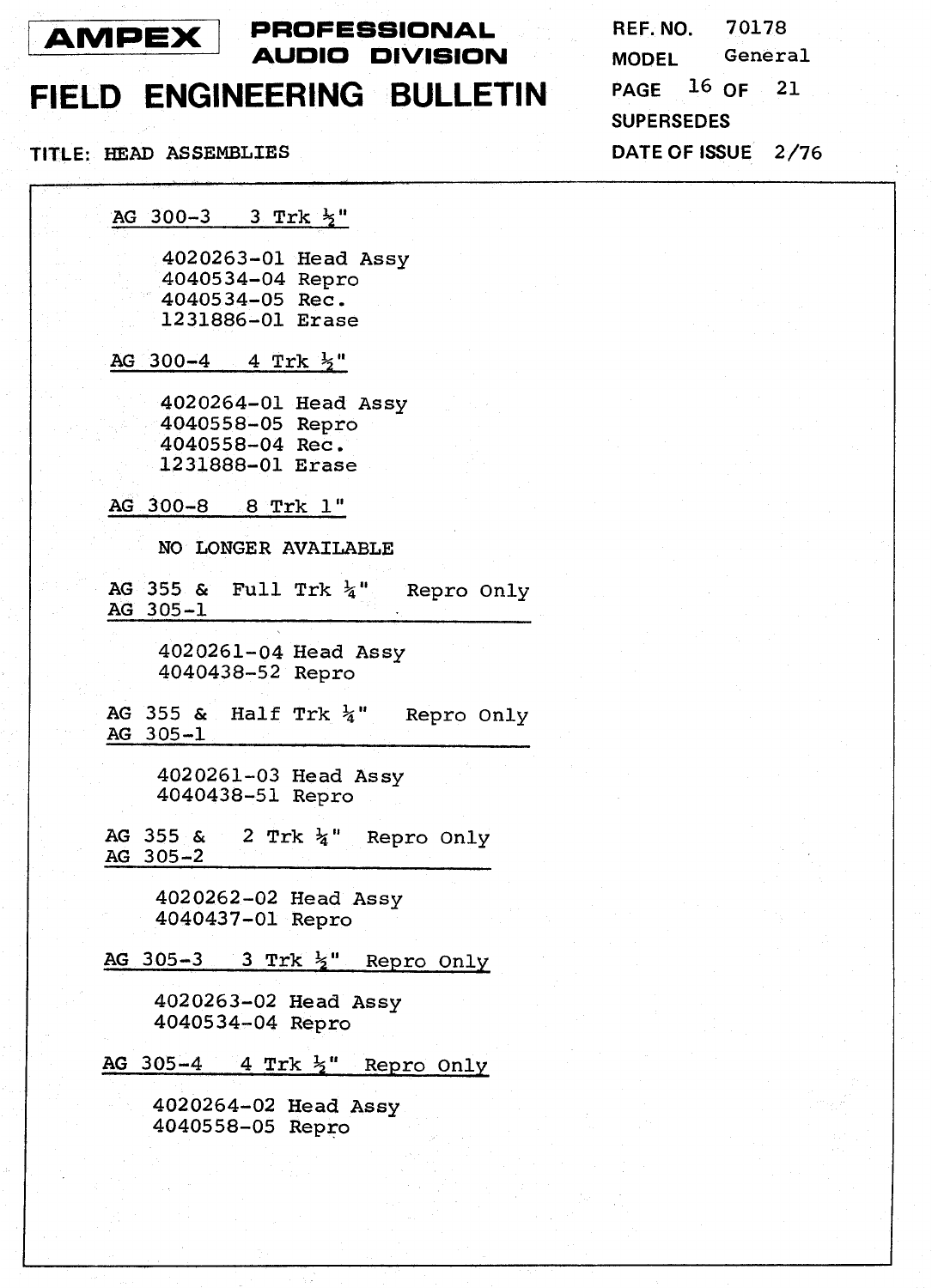**AMPEX** PROFESSIONAL AUDIO DIVISION

# FIELD ENGINEERING BULLETIN

REF. NO. 70178
MODEL General
SUPERSEDES
DATE OF ISSUE 2/76

TITLE: HEAD ASSEMBLIES

**AG 300-3 3 Trk ½"**

4020263-01 Head Assy
4040534-04 Repro
4040534-05 Rec.
1231886-01 Erase

**AG 300-4 4 Trk ½"**

4020264-01 Head Assy
4040558-05 Repro
4040558-04 Rec.
1231888-01 Erase

**AG 300-8 8 Trk 1"**

NO LONGER AVAILABLE

**AG 355 & Full Trk ¼" Repro Only**
**AG 305-1**

4020261-04 Head Assy
4040438-52 Repro

**AG 355 & Half Trk ¼" Repro Only**
**AG 305-1**

4020261-03 Head Assy
4040438-51 Repro

**AG 355 & 2 Trk ¼" Repro Only**
**AG 305-2**

4020262-02 Head Assy
4040437-01 Repro

**AG 305-3 3 Trk ½" Repro Only**

4020263-02 Head Assy
4040534-04 Repro

**AG 305-4 4 Trk ½" Repro Only**

4020264-02 Head Assy
4040558-05 Repro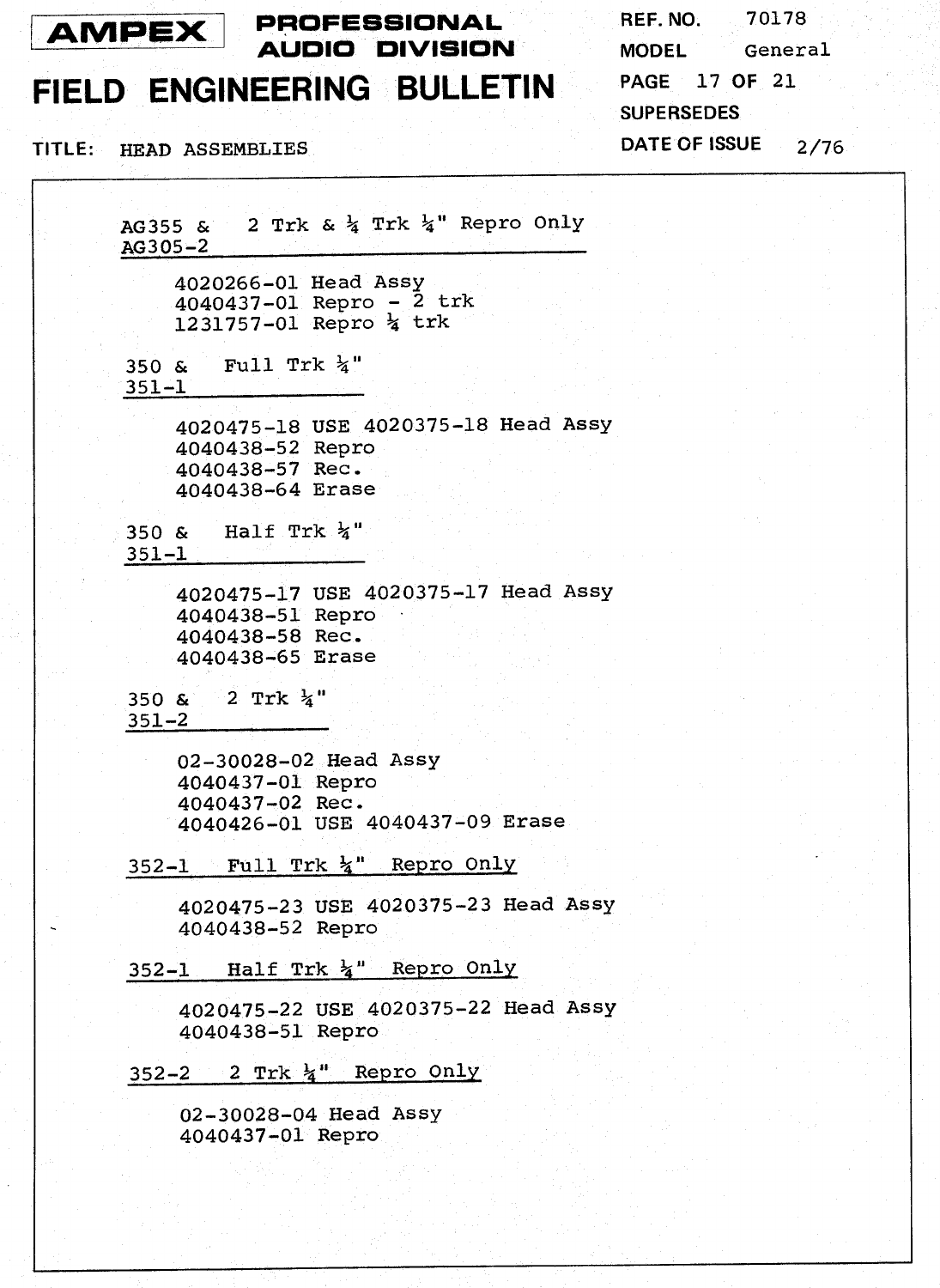# AMPEX PROFESSIONAL AUDIO DIVISION

# FIELD ENGINEERING BULLETIN

REF. NO. 70178
MODEL General
SUPERSEDES
DATE OF ISSUE 2/76

TITLE: HEAD ASSEMBLIES

**AG355 & AG305-2 — 2 Trk & ¼ Trk ¼" Repro Only**

4020266-01 Head Assy
4040437-01 Repro - 2 trk
1231757-01 Repro ¼ trk

**350 & 351-1 — Full Trk ¼"**

4020475-18 USE 4020375-18 Head Assy
4040438-52 Repro
4040438-57 Rec.
4040438-64 Erase

**350 & 351-1 — Half Trk ¼"**

4020475-17 USE 4020375-17 Head Assy
4040438-51 Repro
4040438-58 Rec.
4040438-65 Erase

**350 & 351-2 — 2 Trk ¼"**

02-30028-02 Head Assy
4040437-01 Repro
4040437-02 Rec.
4040426-01 USE 4040437-09 Erase

**352-1 Full Trk ¼" Repro Only**

4020475-23 USE 4020375-23 Head Assy
4040438-52 Repro

**352-1 Half Trk ¼" Repro Only**

4020475-22 USE 4020375-22 Head Assy
4040438-51 Repro

**352-2 2 Trk ¼" Repro Only**

02-30028-04 Head Assy
4040437-01 Repro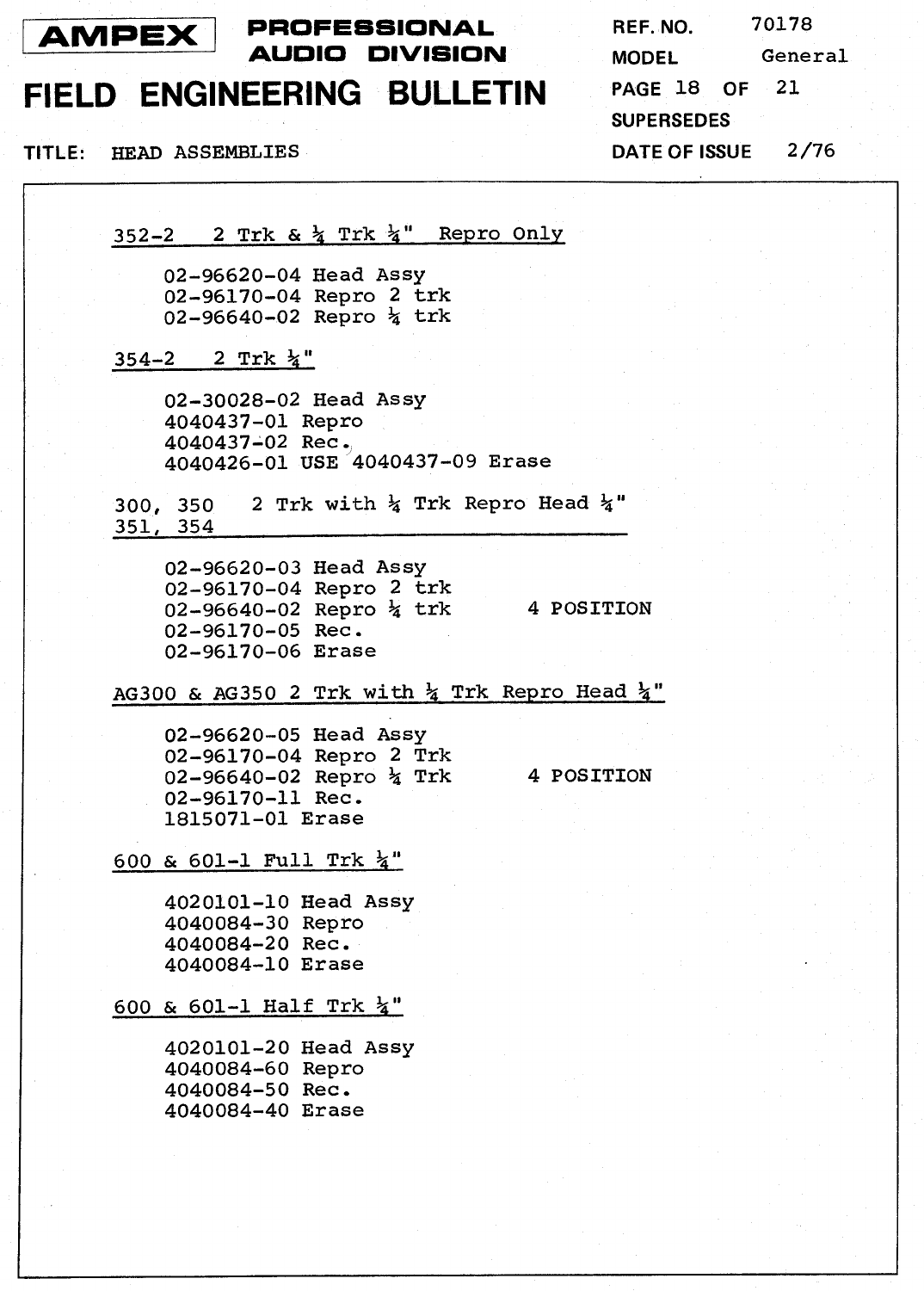**AMPEX** PROFESSIONAL AUDIO DIVISION

# FIELD ENGINEERING BULLETIN

REF. NO. 70178
MODEL General
SUPERSEDES
DATE OF ISSUE 2/76

TITLE: HEAD ASSEMBLIES

## 352-2 2 Trk & ¼ Trk ¼" Repro Only

02-96620-04 Head Assy
02-96170-04 Repro 2 trk
02-96640-02 Repro ¼ trk

## 354-2 2 Trk ¼"

02-30028-02 Head Assy
4040437-01 Repro
4040437-02 Rec.
4040426-01 USE 4040437-09 Erase

## 300, 350 2 Trk with ¼ Trk Repro Head ¼" 351, 354

02-96620-03 Head Assy
02-96170-04 Repro 2 trk
02-96640-02 Repro ¼ trk    4 POSITION
02-96170-05 Rec.
02-96170-06 Erase

## AG300 & AG350 2 Trk with ¼ Trk Repro Head ¼"

02-96620-05 Head Assy
02-96170-04 Repro 2 Trk
02-96640-02 Repro ¼ Trk    4 POSITION
02-96170-11 Rec.
1815071-01 Erase

## 600 & 601-1 Full Trk ¼"

4020101-10 Head Assy
4040084-30 Repro
4040084-20 Rec.
4040084-10 Erase

## 600 & 601-1 Half Trk ¼"

4020101-20 Head Assy
4040084-60 Repro
4040084-50 Rec.
4040084-40 Erase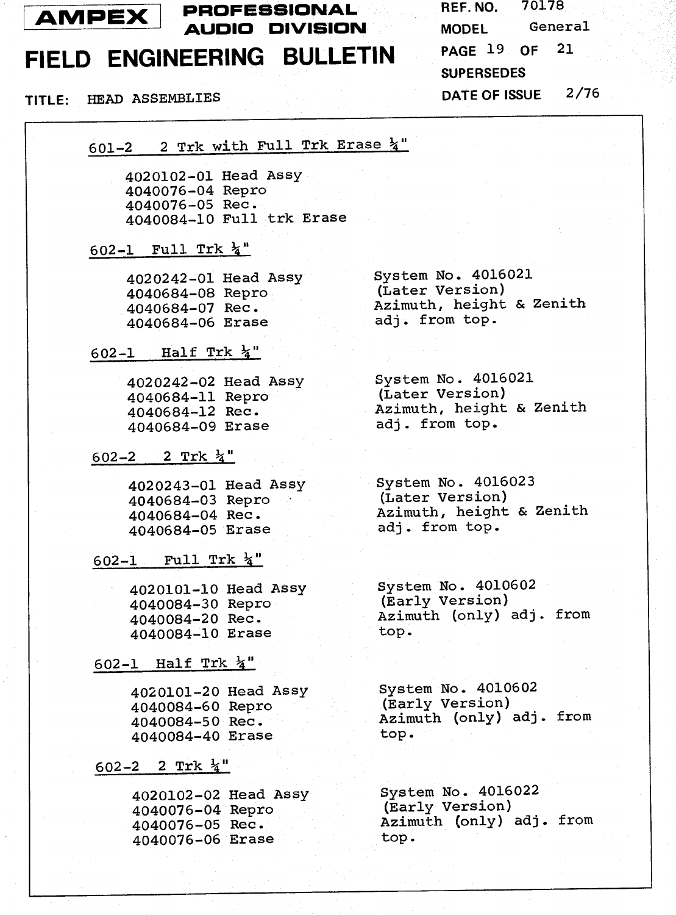AMPEX PROFESSIONAL AUDIO DIVISION

REF. NO. 70178
MODEL General
SUPERSEDES
DATE OF ISSUE 2/76

# FIELD ENGINEERING BULLETIN

TITLE: HEAD ASSEMBLIES

## 601-2 2 Trk with Full Trk Erase ¼"

4020102-01 Head Assy
4040076-04 Repro
4040076-05 Rec.
4040084-10 Full trk Erase

## 602-1 Full Trk ¼"

4020242-01 Head Assy
4040684-08 Repro
4040684-07 Rec.
4040684-06 Erase

System No. 4016021
(Later Version)
Azimuth, height & Zenith adj. from top.

## 602-1 Half Trk ¼"

4020242-02 Head Assy
4040684-11 Repro
4040684-12 Rec.
4040684-09 Erase

System No. 4016021
(Later Version)
Azimuth, height & Zenith adj. from top.

## 602-2 2 Trk ¼"

4020243-01 Head Assy
4040684-03 Repro
4040684-04 Rec.
4040684-05 Erase

System No. 4016023
(Later Version)
Azimuth, height & Zenith adj. from top.

## 602-1 Full Trk ¼"

4020101-10 Head Assy
4040084-30 Repro
4040084-20 Rec.
4040084-10 Erase

System No. 4010602
(Early Version)
Azimuth (only) adj. from top.

## 602-1 Half Trk ¼"

4020101-20 Head Assy
4040084-60 Repro
4040084-50 Rec.
4040084-40 Erase

System No. 4010602
(Early Version)
Azimuth (only) adj. from top.

## 602-2 2 Trk ¼"

4020102-02 Head Assy
4040076-04 Repro
4040076-05 Rec.
4040076-06 Erase

System No. 4016022
(Early Version)
Azimuth (only) adj. from top.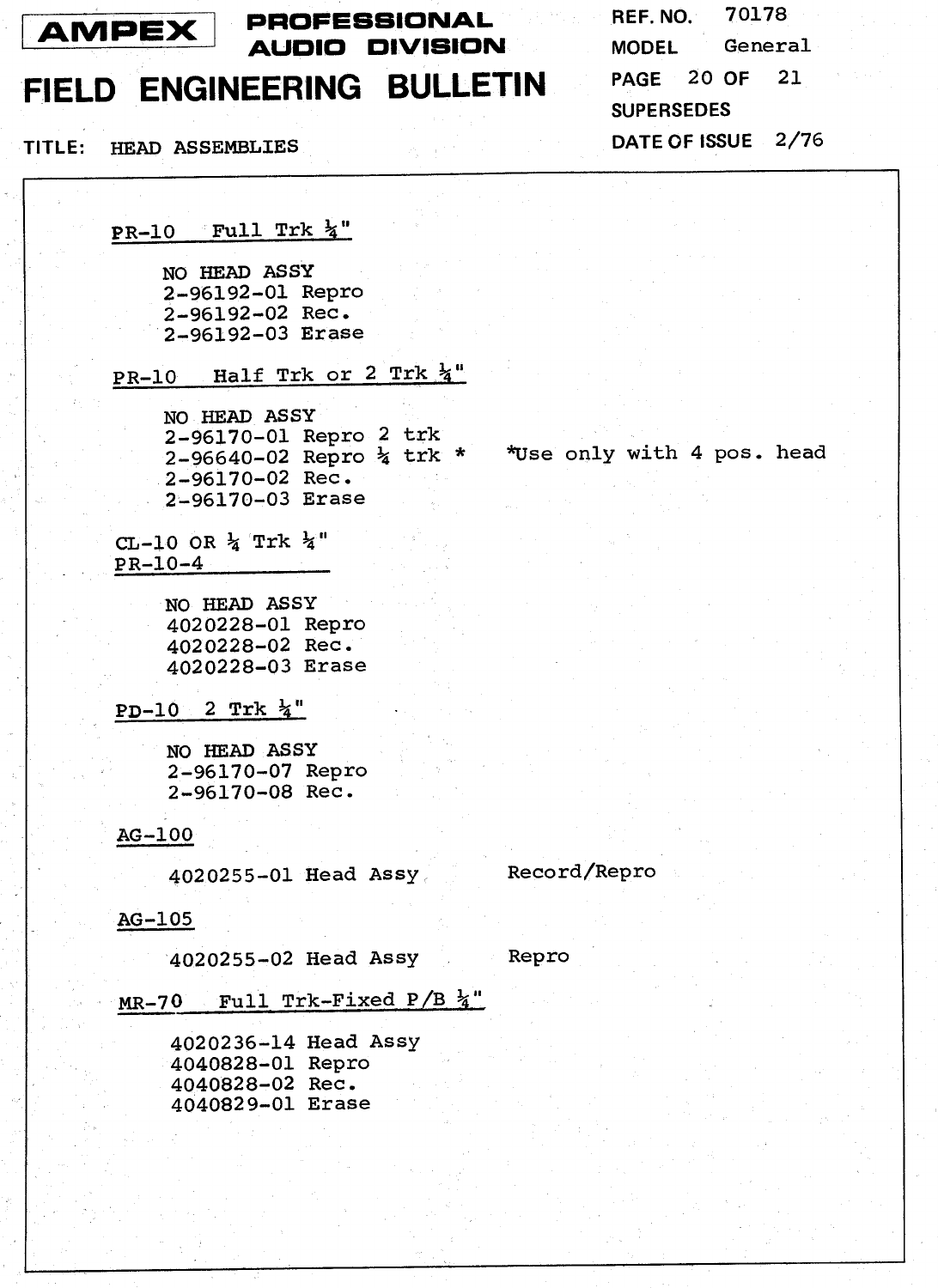# AMPEX PROFESSIONAL AUDIO DIVISION

# FIELD ENGINEERING BULLETIN

REF. NO. 70178
MODEL General
SUPERSEDES
DATE OF ISSUE 2/76

TITLE: HEAD ASSEMBLIES

**PR-10 Full Trk ¼"**

NO HEAD ASSY
2-96192-01 Repro
2-96192-02 Rec.
2-96192-03 Erase

**PR-10 Half Trk or 2 Trk ¼"**

NO HEAD ASSY
2-96170-01 Repro 2 trk
2-96640-02 Repro ¼ trk * *Use only with 4 pos. head
2-96170-02 Rec.
2-96170-03 Erase

**CL-10 OR ¼ Trk ¼"**
**PR-10-4**

NO HEAD ASSY
4020228-01 Repro
4020228-02 Rec.
4020228-03 Erase

**PD-10 2 Trk ¼"**

NO HEAD ASSY
2-96170-07 Repro
2-96170-08 Rec.

**AG-100**

4020255-01 Head Assy Record/Repro

**AG-105**

4020255-02 Head Assy Repro

**MR-70 Full Trk-Fixed P/B ¼"**

4020236-14 Head Assy
4040828-01 Repro
4040828-02 Rec.
4040829-01 Erase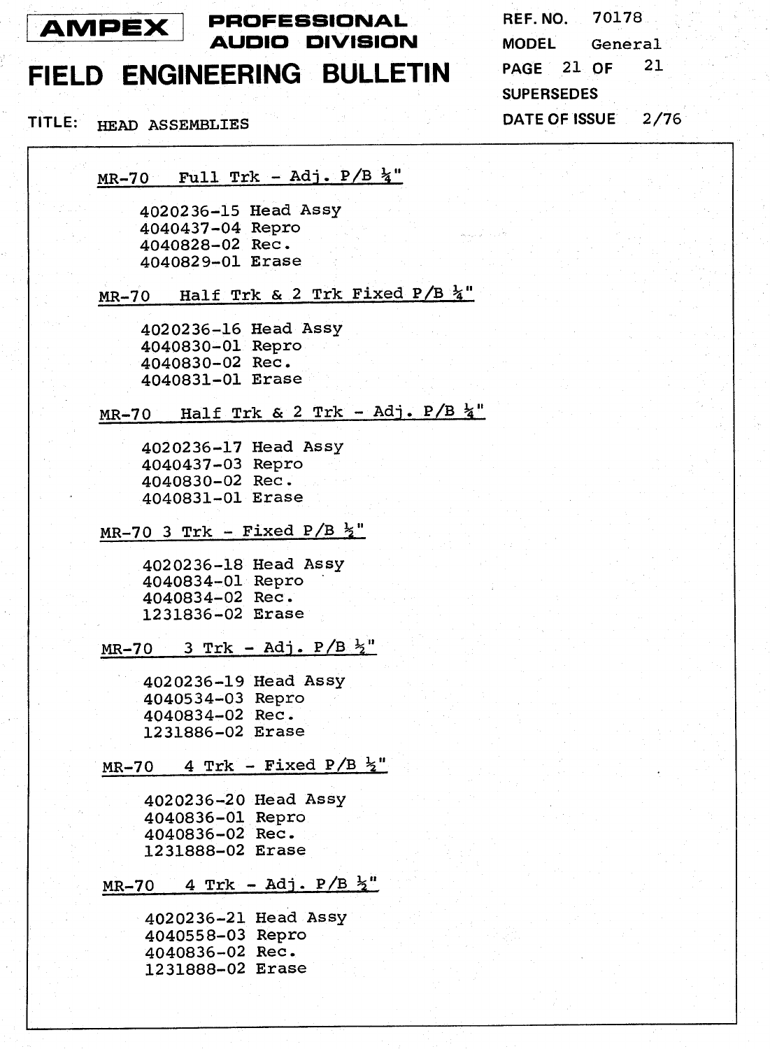# AMPEX PROFESSIONAL AUDIO DIVISION

# FIELD ENGINEERING BULLETIN

REF. NO. 70178
MODEL General
SUPERSEDES
DATE OF ISSUE 2/76

TITLE: HEAD ASSEMBLIES

**MR-70 Full Trk - Adj. P/B ¼"**

4020236-15 Head Assy
4040437-04 Repro
4040828-02 Rec.
4040829-01 Erase

**MR-70 Half Trk & 2 Trk Fixed P/B ¼"**

4020236-16 Head Assy
4040830-01 Repro
4040830-02 Rec.
4040831-01 Erase

**MR-70 Half Trk & 2 Trk - Adj. P/B ¼"**

4020236-17 Head Assy
4040437-03 Repro
4040830-02 Rec.
4040831-01 Erase

**MR-70 3 Trk - Fixed P/B ½"**

4020236-18 Head Assy
4040834-01 Repro
4040834-02 Rec.
1231836-02 Erase

**MR-70 3 Trk - Adj. P/B ½"**

4020236-19 Head Assy
4040534-03 Repro
4040834-02 Rec.
1231886-02 Erase

**MR-70 4 Trk - Fixed P/B ½"**

4020236-20 Head Assy
4040836-01 Repro
4040836-02 Rec.
1231888-02 Erase

**MR-70 4 Trk - Adj. P/B ½"**

4020236-21 Head Assy
4040558-03 Repro
4040836-02 Rec.
1231888-02 Erase